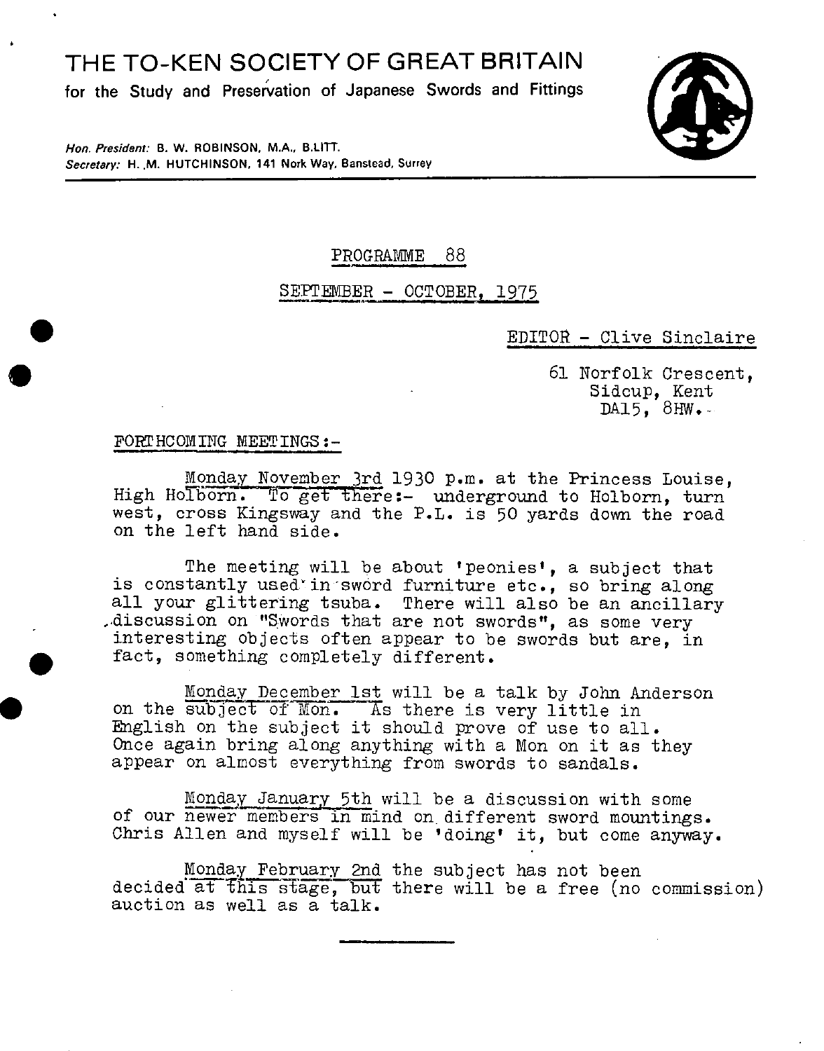# THE TO-KEN SOCIETY OF GREAT BRITAIN

for the Study and Preservation of Japanese Swords and Fittings

*Hon. President:* B. W. ROBINSON, M.A., B.LITT.
*Secretary:* H. M. HUTCHINSON, 141 Nork Way, Banstead, Surrey

PROGRAMME 88

SEPTEMBER - OCTOBER, 1975

EDITOR - Clive Sinclaire

61 Norfolk Crescent,
Sidcup, Kent
DA15, 8HW.

FORTHCOMING MEETINGS:-

Monday November 3rd 1930 p.m. at the Princess Louise, High Holborn. To get there:- underground to Holborn, turn west, cross Kingsway and the P.L. is 50 yards down the road on the left hand side.

The meeting will be about 'peonies', a subject that is constantly used in sword furniture etc., so bring along all your glittering tsuba. There will also be an ancillary discussion on "Swords that are not swords", as some very interesting objects often appear to be swords but are, in fact, something completely different.

Monday December 1st will be a talk by John Anderson on the subject of Mon. As there is very little in English on the subject it should prove of use to all. Once again bring along anything with a Mon on it as they appear on almost everything from swords to sandals.

Monday January 5th will be a discussion with some of our newer members in mind on different sword mountings. Chris Allen and myself will be 'doing' it, but come anyway.

Monday February 2nd the subject has not been decided at this stage, but there will be a free (no commission) auction as well as a talk.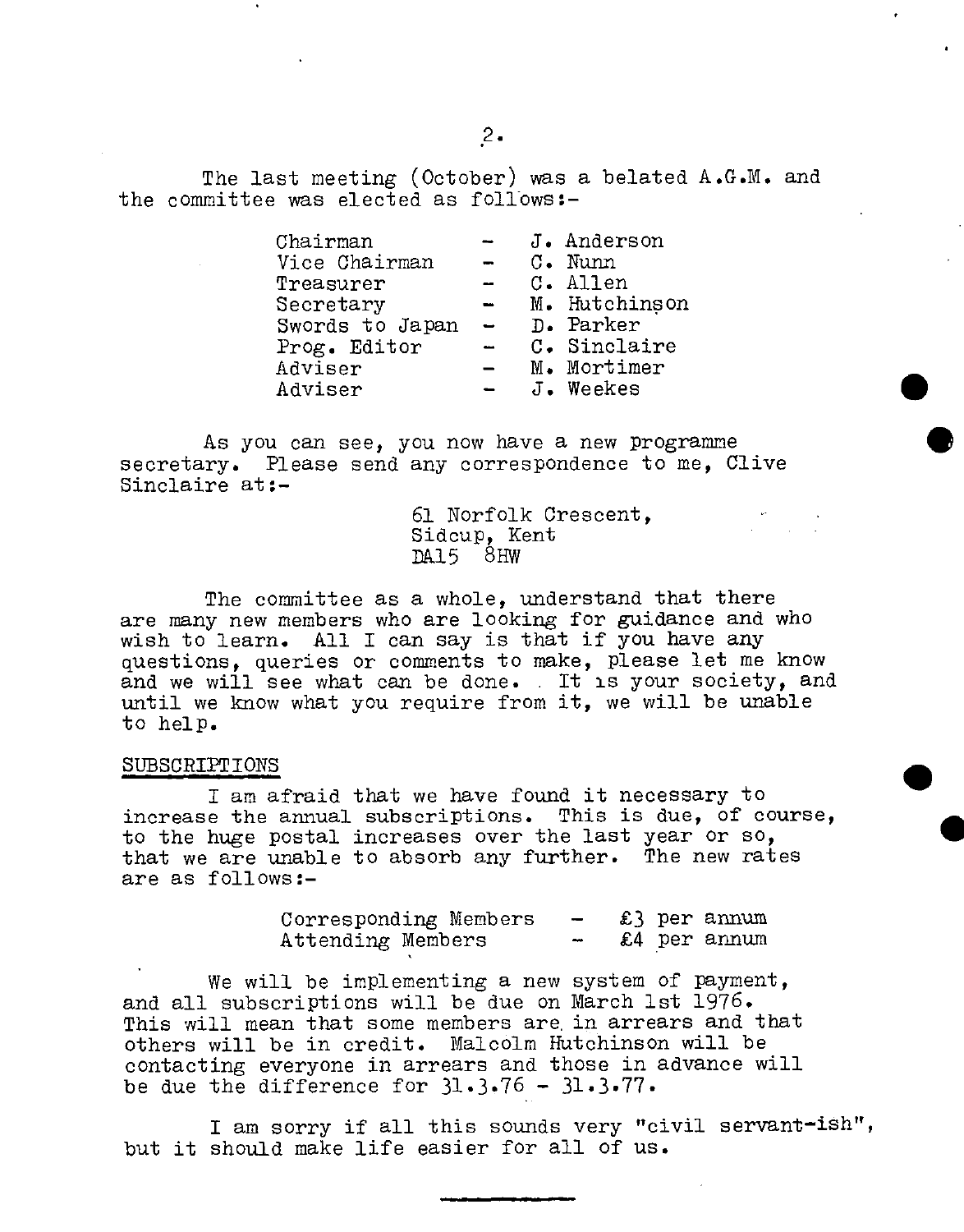The last meeting (October) was a belated A.G.M. and the committee was elected as follows:-

| | | |
|---|---|---|
| Chairman | - | J. Anderson |
| Vice Chairman | - | C. Nunn |
| Treasurer | - | C. Allen |
| Secretary | - | M. Hutchinson |
| Swords to Japan | - | D. Parker |
| Prog. Editor | - | C. Sinclaire |
| Adviser | - | M. Mortimer |
| Adviser | - | J. Weekes |

As you can see, you now have a new programme secretary. Please send any correspondence to me, Clive Sinclaire at:-

61 Norfolk Crescent,
Sidcup, Kent
DA15 8HW

The committee as a whole, understand that there are many new members who are looking for guidance and who wish to learn. All I can say is that if you have any questions, queries or comments to make, please let me know and we will see what can be done. It is your society, and until we know what you require from it, we will be unable to help.

SUBSCRIPTIONS

I am afraid that we have found it necessary to increase the annual subscriptions. This is due, of course, to the huge postal increases over the last year or so, that we are unable to absorb any further. The new rates are as follows:-

| | | |
|---|---|---|
| Corresponding Members | - | £3 per annum |
| Attending Members | - | £4 per annum |

We will be implementing a new system of payment, and all subscriptions will be due on March 1st 1976. This will mean that some members are in arrears and that others will be in credit. Malcolm Hutchinson will be contacting everyone in arrears and those in advance will be due the difference for 31.3.76 - 31.3.77.

I am sorry if all this sounds very "civil servant-ish", but it should make life easier for all of us.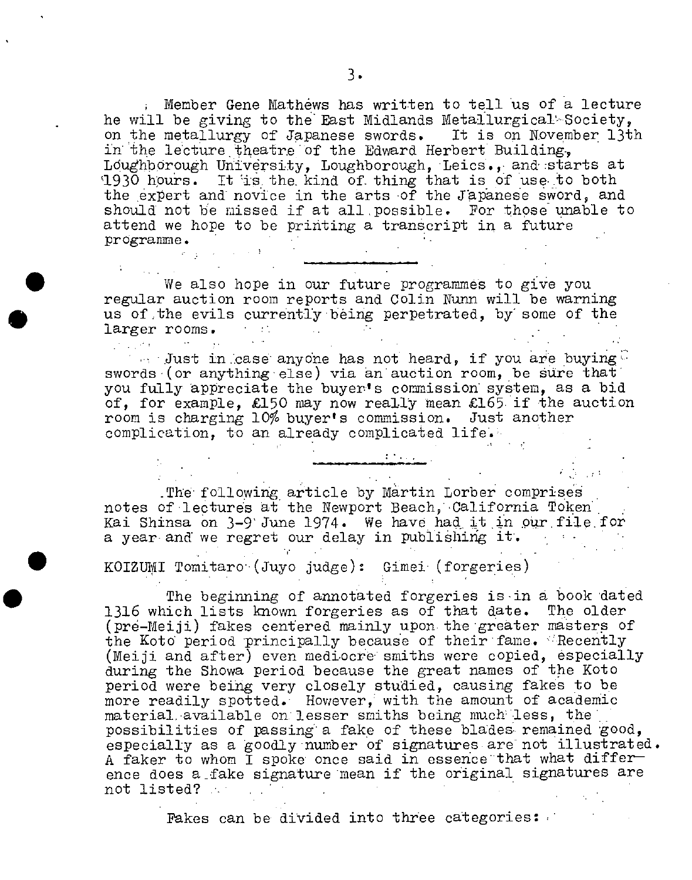Member Gene Mathews has written to tell us of a lecture he will be giving to the East Midlands Metallurgical Society, on the metallurgy of Japanese swords. It is on November 13th in the lecture theatre of the Edward Herbert Building, Loughborough University, Loughborough, Leics., and starts at 1930 hours. It is the kind of thing that is of use to both the expert and novice in the arts of the Japanese sword, and should not be missed if at all possible. For those unable to attend we hope to be printing a transcript in a future programme.

---

We also hope in our future programmes to give you regular auction room reports and Colin Nunn will be warning us of the evils currently being perpetrated, by some of the larger rooms.

Just in case anyone has not heard, if you are buying swords (or anything else) via an auction room, be sure that you fully appreciate the buyer's commission system, as a bid of, for example, £150 may now really mean £165 if the auction room is charging 10% buyer's commission. Just another complication, to an already complicated life.

---

The following article by Martin Lorber comprises notes of lectures at the Newport Beach, California Token Kai Shinsa on 3-9 June 1974. We have had it in our file for a year and we regret our delay in publishing it.

KOIZUMI Tomitaro (Juyo judge): Gimei (forgeries)

The beginning of annotated forgeries is in a book dated 1316 which lists known forgeries as of that date. The older (pre-Meiji) fakes centered mainly upon the greater masters of the Koto period principally because of their fame. Recently (Meiji and after) even mediocre smiths were copied, especially during the Showa period because the great names of the Koto period were being very closely studied, causing fakes to be more readily spotted. However, with the amount of academic material available on lesser smiths being much less, the possibilities of passing a fake of these blades remained good, especially as a goodly number of signatures are not illustrated. A faker to whom I spoke once said in essence that what difference does a fake signature mean if the original signatures are not listed?

Fakes can be divided into three categories: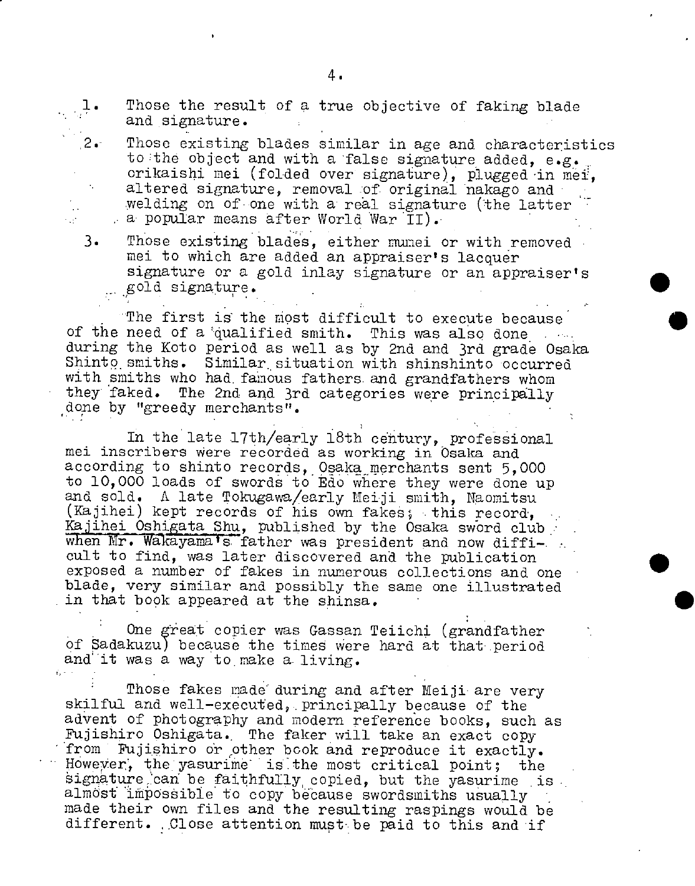1. Those the result of a true objective of faking blade and signature.

2. Those existing blades similar in age and characteristics to the object and with a false signature added, e.g. orikaishi mei (folded over signature), plugged in mei, altered signature, removal of original nakago and welding on of one with a real signature (the latter a popular means after World War II).

3. Those existing blades, either mumei or with removed mei to which are added an appraiser's lacquer signature or a gold inlay signature or an appraiser's gold signature.

The first is the most difficult to execute because of the need of a qualified smith. This was also done during the Koto period as well as by 2nd and 3rd grade Osaka Shinto smiths. Similar situation with shinshinto occurred with smiths who had famous fathers and grandfathers whom they faked. The 2nd and 3rd categories were principally done by "greedy merchants".

In the late 17th/early 18th century, professional mei inscribers were recorded as working in Osaka and according to shinto records, Osaka merchants sent 5,000 to 10,000 loads of swords to Edo where they were done up and sold. A late Tokugawa/early Meiji smith, Naomitsu (Kajihei) kept records of his own fakes; this record, Kajihei Oshigata Shu, published by the Osaka sword club when Mr. Wakayama's father was president and now difficult to find, was later discovered and the publication exposed a number of fakes in numerous collections and one blade, very similar and possibly the same one illustrated in that book appeared at the shinsa.

One great copier was Gassan Teiichi (grandfather of Sadakuzu) because the times were hard at that period and it was a way to make a living.

Those fakes made during and after Meiji are very skilful and well-executed, principally because of the advent of photography and modern reference books, such as Fujishiro Oshigata. The faker will take an exact copy from Fujishiro or other book and reproduce it exactly. However, the yasurime is the most critical point; the signature can be faithfully copied, but the yasurime is almost impossible to copy because swordsmiths usually made their own files and the resulting raspings would be different. Close attention must be paid to this and if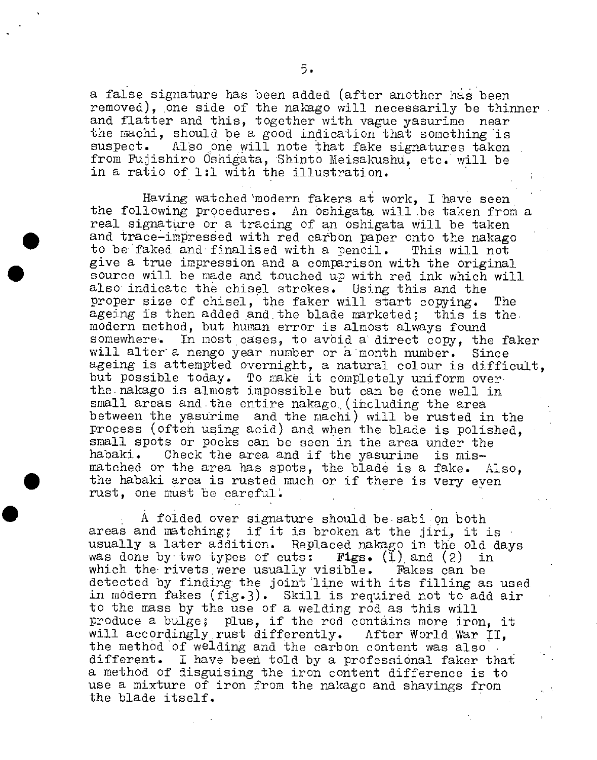a false signature has been added (after another has been removed), one side of the nakago will necessarily be thinner and flatter and this, together with vague yasurime near the machi, should be a good indication that something is suspect. Also one will note that fake signatures taken from Fujishiro Oshigata, Shinto Meisakushu, etc. will be in a ratio of 1:1 with the illustration.

Having watched modern fakers at work, I have seen the following procedures. An oshigata will be taken from a real signature or a tracing of an oshigata will be taken and trace-impressed with red carbon paper onto the nakago to be faked and finalised with a pencil. This will not give a true impression and a comparison with the original source will be made and touched up with red ink which will also indicate the chisel strokes. Using this and the proper size of chisel, the faker will start copying. The ageing is then added and the blade marketed; this is the modern method, but human error is almost always found somewhere. In most cases, to avoid a direct copy, the faker will alter a nengo year number or a month number. Since ageing is attempted overnight, a natural colour is difficult, but possible today. To make it completely uniform over the nakago is almost impossible but can be done well in small areas and the entire nakago (including the area between the yasurime and the machi) will be rusted in the process (often using acid) and when the blade is polished, small spots or pocks can be seen in the area under the habaki. Check the area and if the yasurime is mismatched or the area has spots, the blade is a fake. Also, the habaki area is rusted much or if there is very even rust, one must be careful.

A folded over signature should be sabi on both areas and matching; if it is broken at the jiri, it is usually a later addition. Replaced nakago in the old days was done by two types of cuts: **Figs.** (1) and (2) in which the rivets were usually visible. Fakes can be detected by finding the joint line with its filling as used in modern fakes (fig.3). Skill is required not to add air to the mass by the use of a welding rod as this will produce a bulge; plus, if the rod contains more iron, it will accordingly rust differently. After World War II, the method of welding and the carbon content was also different. I have been told by a professional faker that a method of disguising the iron content difference is to use a mixture of iron from the nakago and shavings from the blade itself.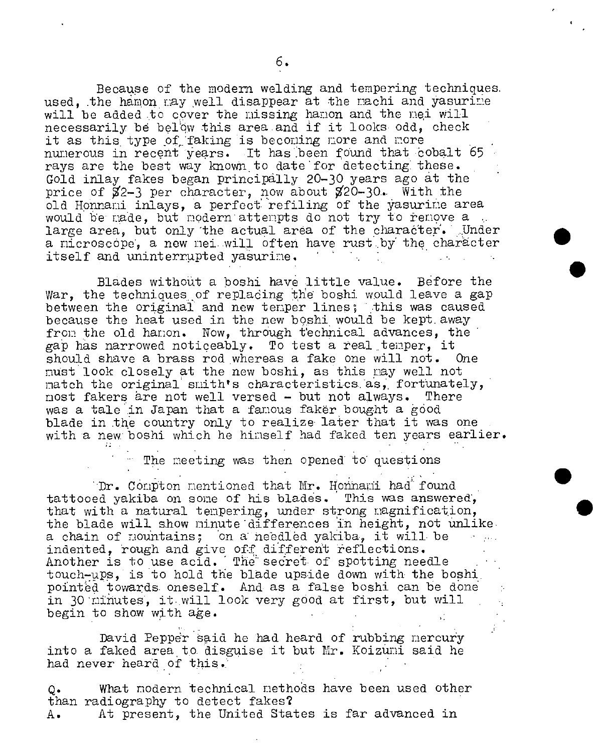Because of the modern welding and tempering techniques used, the hamon may well disappear at the machi and yasurime will be added to cover the missing hamon and the mei will necessarily be below this area and if it looks odd, check it as this type of faking is becoming more and more numerous in recent years. It has been found that cobalt 65 rays are the best way known to date for detecting these. Gold inlay fakes began principally 20-30 years ago at the price of $2-3 per character, now about $20-30. With the old Honnami inlays, a perfect refiling of the yasurime area would be made, but modern attempts do not try to remove a large area, but only the actual area of the character. Under a microscope, a new mei will often have rust by the character itself and uninterrupted yasurime.

Blades without a boshi have little value. Before the War, the techniques of replacing the boshi would leave a gap between the original and new temper lines; this was caused because the heat used in the new boshi would be kept away from the old hamon. Now, through technical advances, the gap has narrowed noticeably. To test a real temper, it should shave a brass rod whereas a fake one will not. One must look closely at the new boshi, as this may well not match the original smith's characteristics as, fortunately, most fakers are not well versed - but not always. There was a tale in Japan that a famous faker bought a good blade in the country only to realize later that it was one with a new boshi which he himself had faked ten years earlier.

The meeting was then opened to questions

Dr. Compton mentioned that Mr. Honnami had found tattooed yakiba on some of his blades. This was answered, that with a natural tempering, under strong magnification, the blade will show minute differences in height, not unlike a chain of mountains; on a needled yakiba, it will be indented, rough and give off different reflections. Another is to use acid. The secret of spotting needle touch-ups, is to hold the blade upside down with the boshi pointed towards oneself. And as a false boshi can be done in 30 minutes, it will look very good at first, but will begin to show with age.

David Pepper said he had heard of rubbing mercury into a faked area to disguise it but Mr. Koizumi said he had never heard of this.

Q. What modern technical methods have been used other than radiography to detect fakes?

A. At present, the United States is far advanced in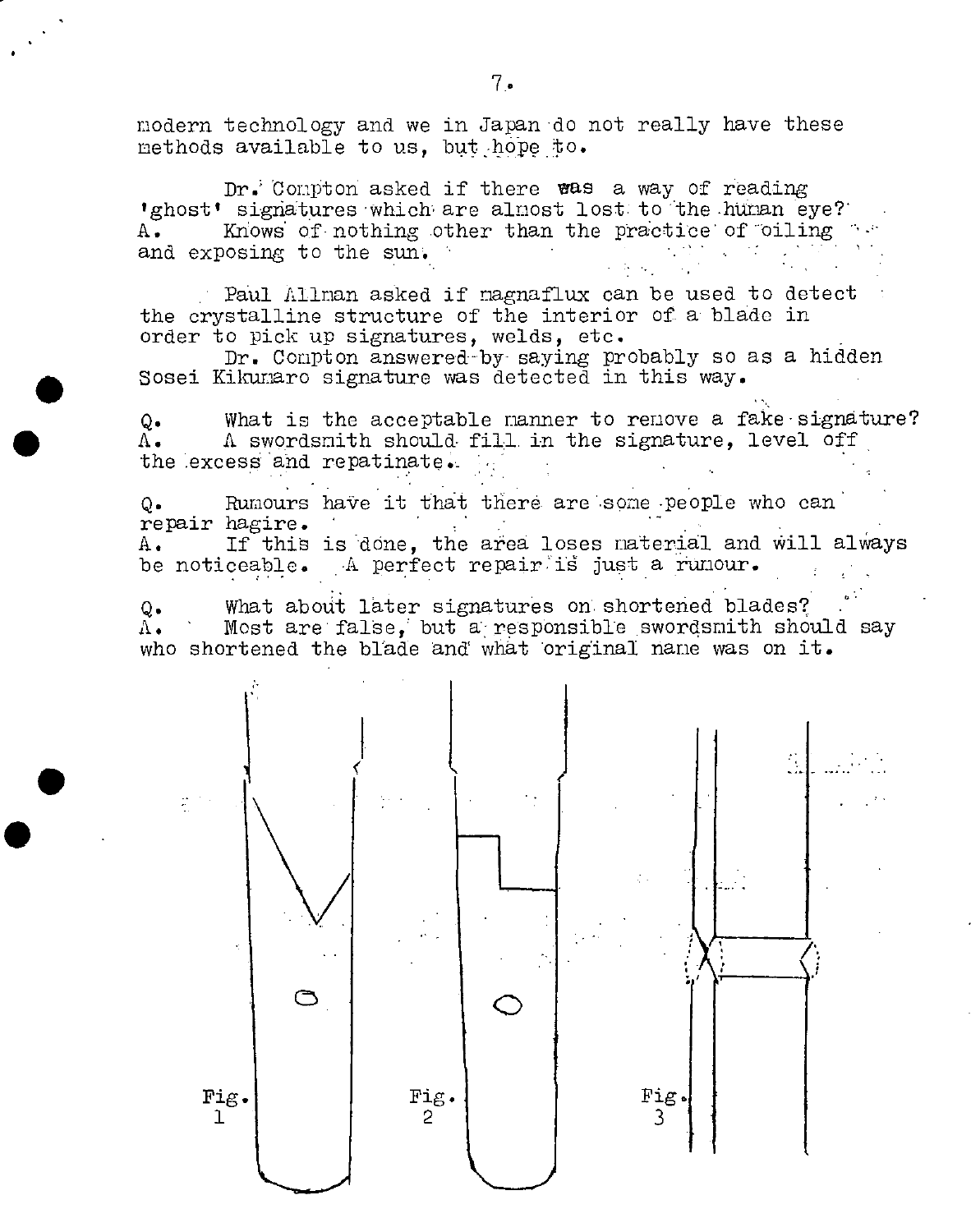modern technology and we in Japan do not really have these methods available to us, but hope to.

Dr. Compton asked if there was a way of reading 'ghost' signatures which are almost lost to the human eye?

A. Knows of nothing other than the practice of oiling and exposing to the sun.

Paul Allman asked if magnaflux can be used to detect the crystalline structure of the interior of a blade in order to pick up signatures, welds, etc.

Dr. Compton answered by saying probably so as a hidden Sosei Kikumaro signature was detected in this way.

Q. What is the acceptable manner to remove a fake signature?

A. A swordsmith should fill in the signature, level off the excess and repatinate.

Q. Rumours have it that there are some people who can repair hagire.

A. If this is done, the area loses material and will always be noticeable. A perfect repair is just a rumour.

Q. What about later signatures on shortened blades?

A. Most are false, but a responsible swordsmith should say who shortened the blade and what original name was on it.

Fig. 1 Fig. 2 Fig. 3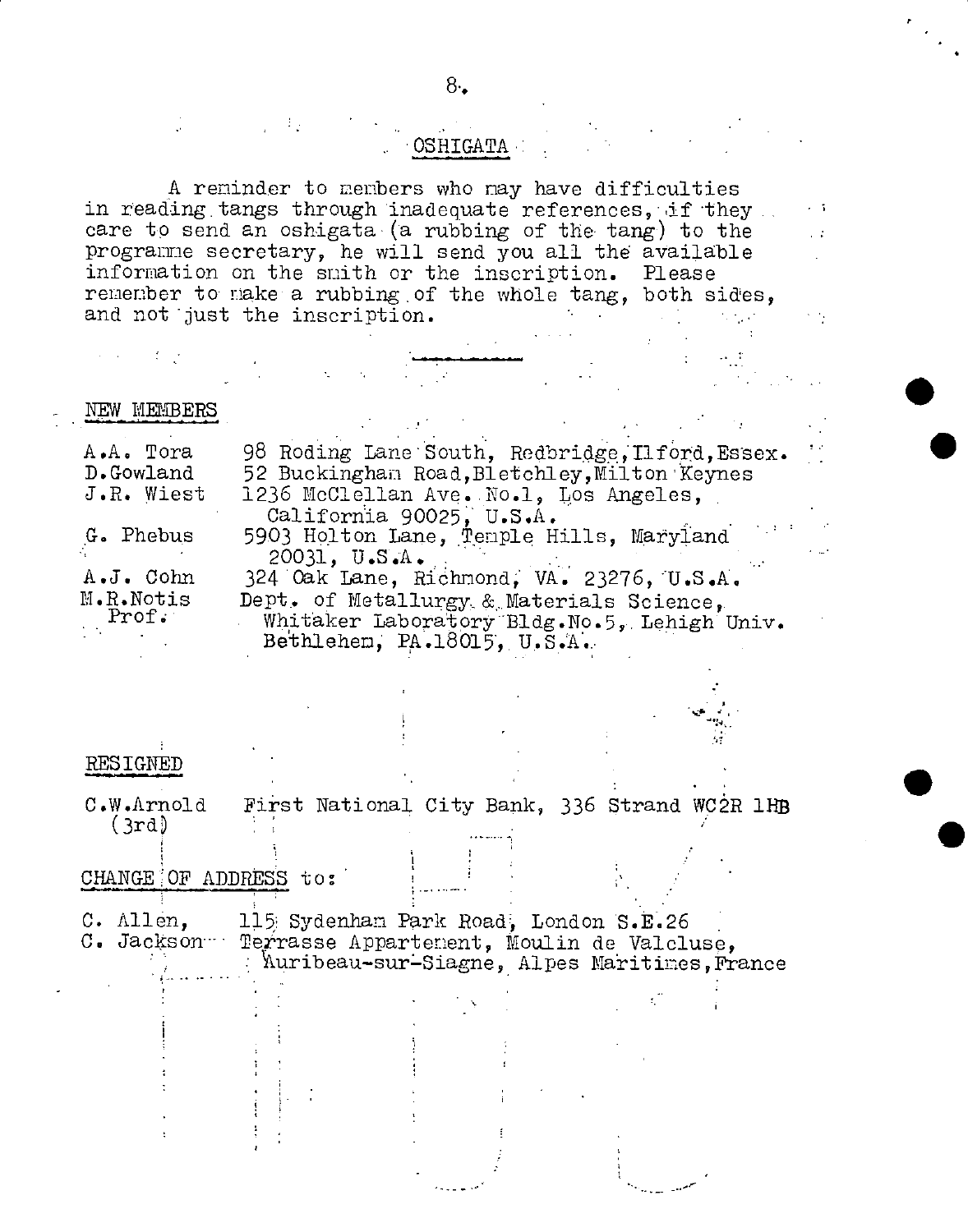## OSHIGATA

A reminder to members who may have difficulties in reading tangs through inadequate references, if they care to send an oshigata (a rubbing of the tang) to the programme secretary, he will send you all the available information on the smith or the inscription. Please remember to make a rubbing of the whole tang, both sides, and not just the inscription.

---

## NEW MEMBERS

| | |
|---|---|
| A.A. Tora | 98 Roding Lane South, Redbridge, Ilford, Essex. |
| D.Gowland | 52 Buckingham Road, Bletchley, Milton Keynes |
| J.R. Wiest | 1236 McClellan Ave. No.1, Los Angeles, California 90025, U.S.A. |
| G. Phebus | 5903 Holton Lane, Temple Hills, Maryland 20031, U.S.A. |
| A.J. Cohn | 324 Oak Lane, Richmond, VA. 23276, U.S.A. |
| M.R.Notis Prof. | Dept. of Metallurgy & Materials Science, Whitaker Laboratory Bldg.No.5, Lehigh Univ. Bethlehem, PA.18015, U.S.A. |

## RESIGNED

| | |
|---|---|
| C.W.Arnold (3rd) | First National City Bank, 336 Strand WC2R 1HB |

## CHANGE OF ADDRESS to:

| | |
|---|---|
| C. Allen, | 115 Sydenham Park Road, London S.E.26 |
| C. Jackson | Terrasse Appartement, Moulin de Valcluse, Auribeau-sur-Siagne, Alpes Maritimes, France |